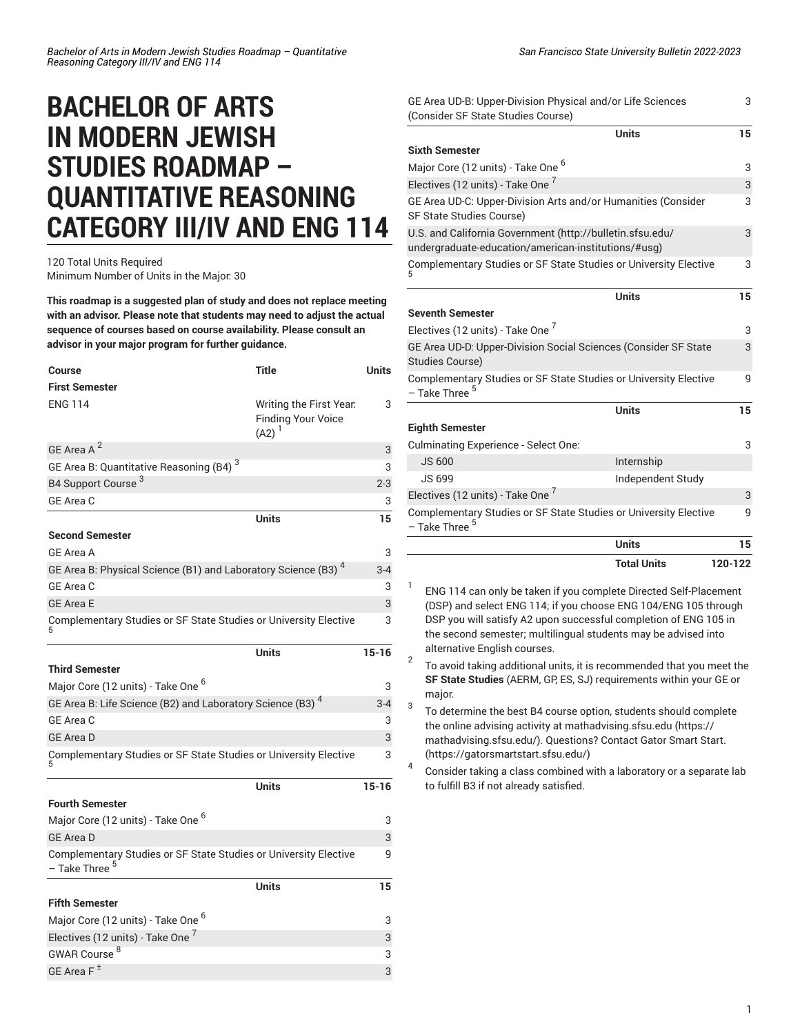# BACHELOR OF ARTS IN MODERN JEWISH STUDIES ROADMAP – QUANTITATIVE REASONING CATEGORY III/IV AND ENG 114

120 Total Units Required
Minimum Number of Units in the Major: 30

**This roadmap is a suggested plan of study and does not replace meeting with an advisor. Please note that students may need to adjust the actual sequence of courses based on course availability. Please consult an advisor in your major program for further guidance.**

| Course | Title | Units |
|---|---|---|
| **First Semester** | | |
| ENG 114 | Writing the First Year: Finding Your Voice (A2) [1] | 3 |
| GE Area A [2] | | 3 |
| GE Area B: Quantitative Reasoning (B4) [3] | | 3 |
| B4 Support Course [3] | | 2-3 |
| GE Area C | | 3 |
| | Units | 15 |
| **Second Semester** | | |
| GE Area A | | 3 |
| GE Area B: Physical Science (B1) and Laboratory Science (B3) [4] | | 3-4 |
| GE Area C | | 3 |
| GE Area E | | 3 |
| Complementary Studies or SF State Studies or University Elective [5] | | 3 |
| | Units | 15-16 |
| **Third Semester** | | |
| Major Core (12 units) - Take One [6] | | 3 |
| GE Area B: Life Science (B2) and Laboratory Science (B3) [4] | | 3-4 |
| GE Area C | | 3 |
| GE Area D | | 3 |
| Complementary Studies or SF State Studies or University Elective [5] | | 3 |
| | Units | 15-16 |
| **Fourth Semester** | | |
| Major Core (12 units) - Take One [6] | | 3 |
| GE Area D | | 3 |
| Complementary Studies or SF State Studies or University Elective – Take Three [5] | | 9 |
| | Units | 15 |
| **Fifth Semester** | | |
| Major Core (12 units) - Take One [6] | | 3 |
| Electives (12 units) - Take One [7] | | 3 |
| GWAR Course [8] | | 3 |
| GE Area F [±] | | 3 |
| GE Area UD-B: Upper-Division Physical and/or Life Sciences (Consider SF State Studies Course) | | 3 |
| | Units | 15 |
| **Sixth Semester** | | |
| Major Core (12 units) - Take One [6] | | 3 |
| Electives (12 units) - Take One [7] | | 3 |
| GE Area UD-C: Upper-Division Arts and/or Humanities (Consider SF State Studies Course) | | 3 |
| U.S. and California Government (http://bulletin.sfsu.edu/undergraduate-education/american-institutions/#usg) | | 3 |
| Complementary Studies or SF State Studies or University Elective [5] | | 3 |
| | Units | 15 |
| **Seventh Semester** | | |
| Electives (12 units) - Take One [7] | | 3 |
| GE Area UD-D: Upper-Division Social Sciences (Consider SF State Studies Course) | | 3 |
| Complementary Studies or SF State Studies or University Elective – Take Three [5] | | 9 |
| | Units | 15 |
| **Eighth Semester** | | |
| Culminating Experience - Select One: | | 3 |
| JS 600 | Internship | |
| JS 699 | Independent Study | |
| Electives (12 units) - Take One [7] | | 3 |
| Complementary Studies or SF State Studies or University Elective – Take Three [5] | | 9 |
| | Units | 15 |
| | Total Units | 120-122 |

1. ENG 114 can only be taken if you complete Directed Self-Placement (DSP) and select ENG 114; if you choose ENG 104/ENG 105 through DSP you will satisfy A2 upon successful completion of ENG 105 in the second semester; multilingual students may be advised into alternative English courses.
2. To avoid taking additional units, it is recommended that you meet the **SF State Studies** (AERM, GP, ES, SJ) requirements within your GE or major.
3. To determine the best B4 course option, students should complete the online advising activity at mathadvising.sfsu.edu (https://mathadvising.sfsu.edu/). Questions? Contact Gator Smart Start. (https://gatorsmartstart.sfsu.edu/)
4. Consider taking a class combined with a laboratory or a separate lab to fulfill B3 if not already satisfied.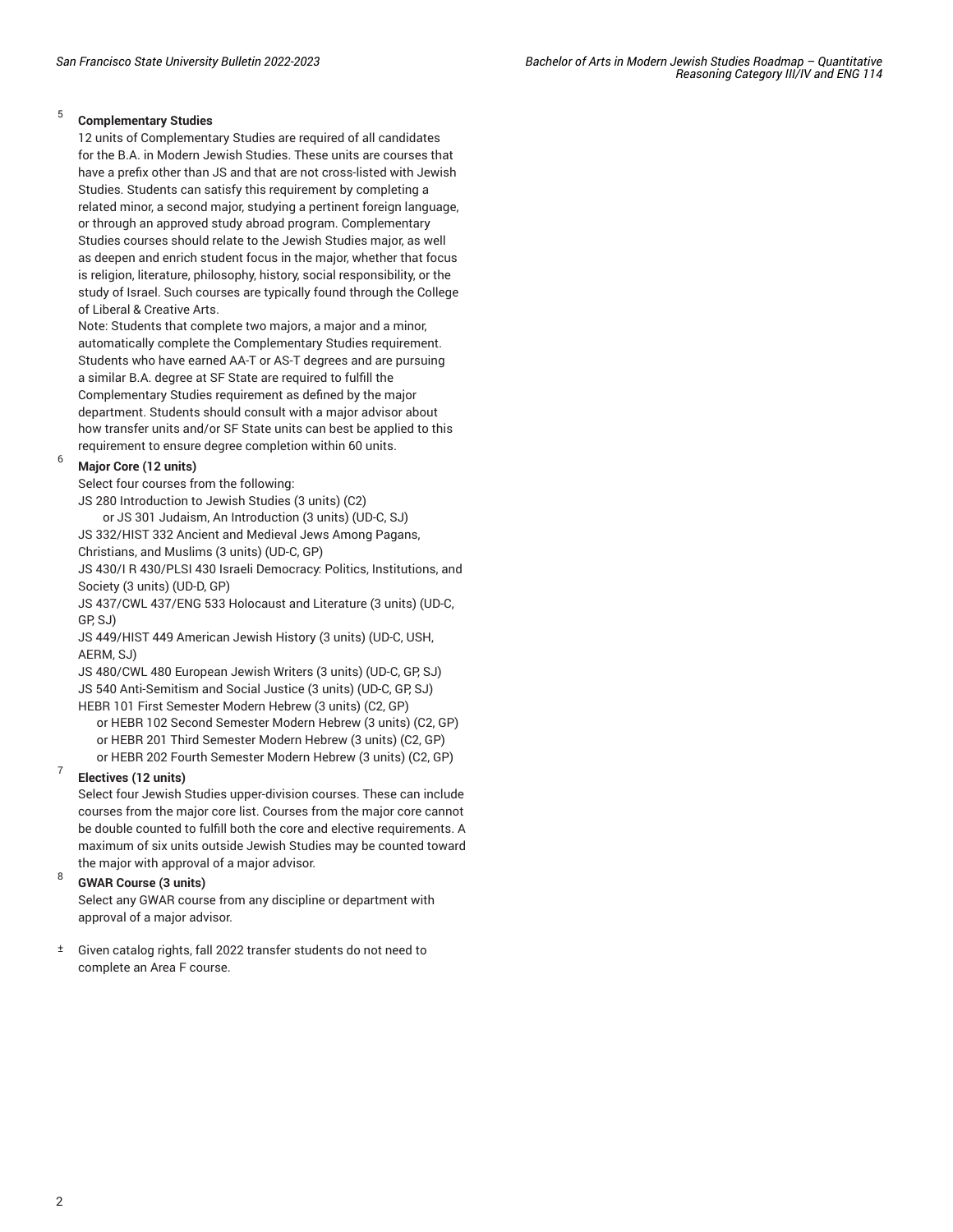[5] **Complementary Studies**

12 units of Complementary Studies are required of all candidates for the B.A. in Modern Jewish Studies. These units are courses that have a prefix other than JS and that are not cross-listed with Jewish Studies. Students can satisfy this requirement by completing a related minor, a second major, studying a pertinent foreign language, or through an approved study abroad program. Complementary Studies courses should relate to the Jewish Studies major, as well as deepen and enrich student focus in the major, whether that focus is religion, literature, philosophy, history, social responsibility, or the study of Israel. Such courses are typically found through the College of Liberal & Creative Arts.

Note: Students that complete two majors, a major and a minor, automatically complete the Complementary Studies requirement. Students who have earned AA-T or AS-T degrees and are pursuing a similar B.A. degree at SF State are required to fulfill the Complementary Studies requirement as defined by the major department. Students should consult with a major advisor about how transfer units and/or SF State units can best be applied to this requirement to ensure degree completion within 60 units.

[6] **Major Core (12 units)**

Select four courses from the following:

JS 280 Introduction to Jewish Studies (3 units) (C2)
  or JS 301 Judaism, An Introduction (3 units) (UD-C, SJ)
JS 332/HIST 332 Ancient and Medieval Jews Among Pagans, Christians, and Muslims (3 units) (UD-C, GP)
JS 430/I R 430/PLSI 430 Israeli Democracy: Politics, Institutions, and Society (3 units) (UD-D, GP)
JS 437/CWL 437/ENG 533 Holocaust and Literature (3 units) (UD-C, GP, SJ)
JS 449/HIST 449 American Jewish History (3 units) (UD-C, USH, AERM, SJ)
JS 480/CWL 480 European Jewish Writers (3 units) (UD-C, GP, SJ)
JS 540 Anti-Semitism and Social Justice (3 units) (UD-C, GP, SJ)
HEBR 101 First Semester Modern Hebrew (3 units) (C2, GP)
  or HEBR 102 Second Semester Modern Hebrew (3 units) (C2, GP)
  or HEBR 201 Third Semester Modern Hebrew (3 units) (C2, GP)
  or HEBR 202 Fourth Semester Modern Hebrew (3 units) (C2, GP)

[7] **Electives (12 units)**

Select four Jewish Studies upper-division courses. These can include courses from the major core list. Courses from the major core cannot be double counted to fulfill both the core and elective requirements. A maximum of six units outside Jewish Studies may be counted toward the major with approval of a major advisor.

[8] **GWAR Course (3 units)**

Select any GWAR course from any discipline or department with approval of a major advisor.

± Given catalog rights, fall 2022 transfer students do not need to complete an Area F course.